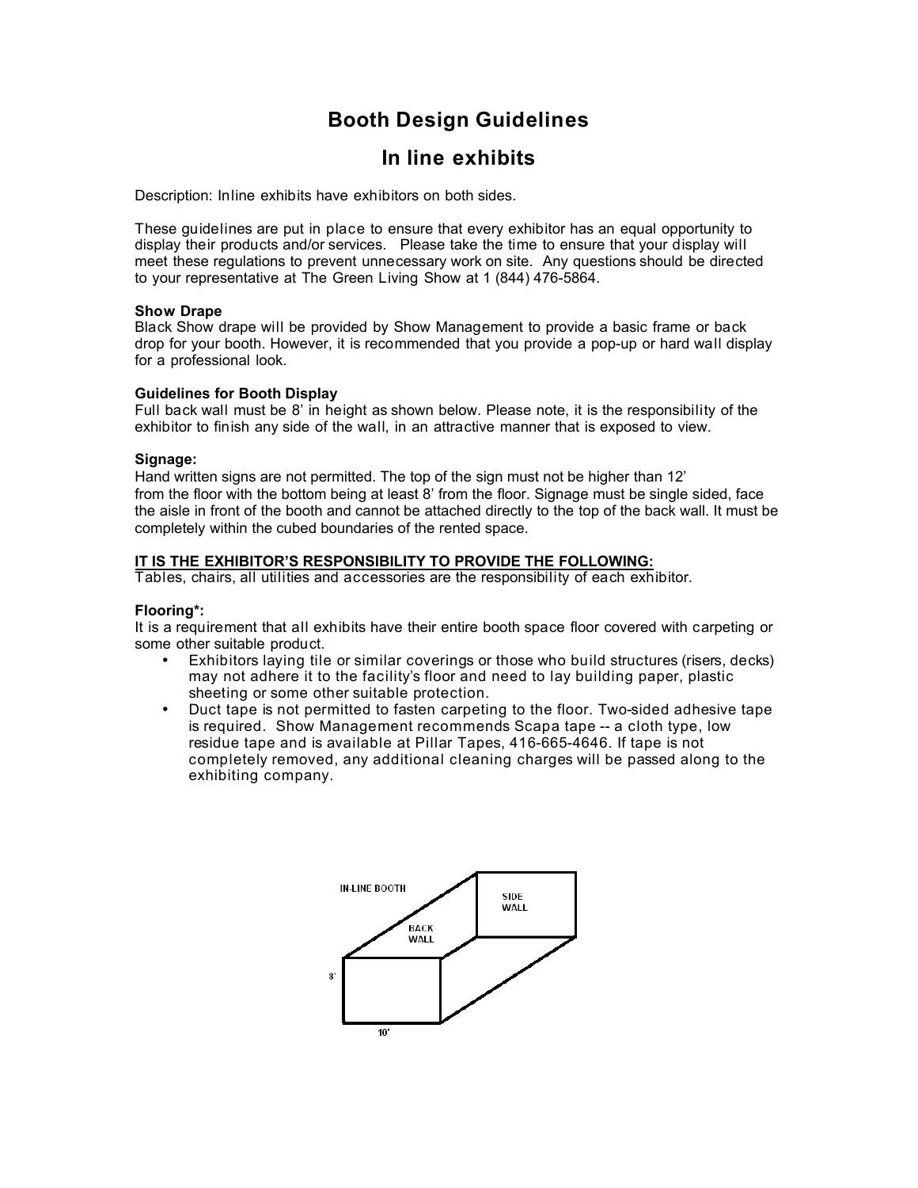# Booth Design Guidelines

## In line exhibits

Description: Inline exhibits have exhibitors on both sides.

These guidelines are put in place to ensure that every exhibitor has an equal opportunity to display their products and/or services. Please take the time to ensure that your display will meet these regulations to prevent unnecessary work on site. Any questions should be directed to your representative at The Green Living Show at 1 (844) 476-5864.

**Show Drape**
Black Show drape will be provided by Show Management to provide a basic frame or back drop for your booth. However, it is recommended that you provide a pop-up or hard wall display for a professional look.

**Guidelines for Booth Display**
Full back wall must be 8' in height as shown below. Please note, it is the responsibility of the exhibitor to finish any side of the wall, in an attractive manner that is exposed to view.

**Signage:**
Hand written signs are not permitted. The top of the sign must not be higher than 12' from the floor with the bottom being at least 8' from the floor. Signage must be single sided, face the aisle in front of the booth and cannot be attached directly to the top of the back wall. It must be completely within the cubed boundaries of the rented space.

**<u>IT IS THE EXHIBITOR'S RESPONSIBILITY TO PROVIDE THE FOLLOWING:</u>**
Tables, chairs, all utilities and accessories are the responsibility of each exhibitor.

**Flooring*:**
It is a requirement that all exhibits have their entire booth space floor covered with carpeting or some other suitable product.

- Exhibitors laying tile or similar coverings or those who build structures (risers, decks) may not adhere it to the facility's floor and need to lay building paper, plastic sheeting or some other suitable protection.
- Duct tape is not permitted to fasten carpeting to the floor. Two-sided adhesive tape is required. Show Management recommends Scapa tape -- a cloth type, low residue tape and is available at Pillar Tapes, 416-665-4646. If tape is not completely removed, any additional cleaning charges will be passed along to the exhibiting company.

IN-LINE BOOTH

SIDE WALL

BACK WALL

8'

10'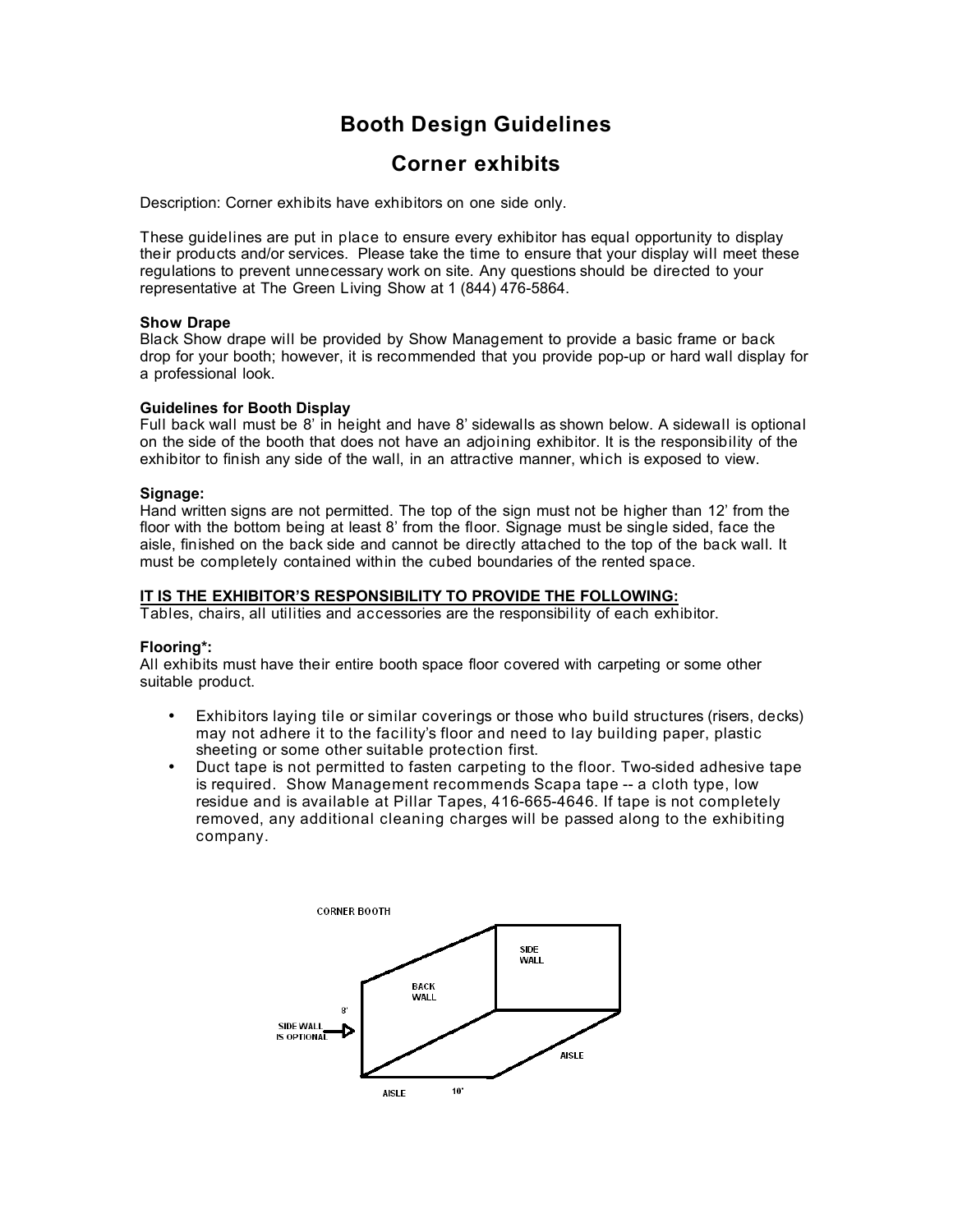# Booth Design Guidelines

## Corner exhibits

Description: Corner exhibits have exhibitors on one side only.

These guidelines are put in place to ensure every exhibitor has equal opportunity to display their products and/or services. Please take the time to ensure that your display will meet these regulations to prevent unnecessary work on site. Any questions should be directed to your representative at The Green Living Show at 1 (844) 476-5864.

**Show Drape**
Black Show drape will be provided by Show Management to provide a basic frame or back drop for your booth; however, it is recommended that you provide pop-up or hard wall display for a professional look.

**Guidelines for Booth Display**
Full back wall must be 8' in height and have 8' sidewalls as shown below. A sidewall is optional on the side of the booth that does not have an adjoining exhibitor. It is the responsibility of the exhibitor to finish any side of the wall, in an attractive manner, which is exposed to view.

**Signage:**
Hand written signs are not permitted. The top of the sign must not be higher than 12' from the floor with the bottom being at least 8' from the floor. Signage must be single sided, face the aisle, finished on the back side and cannot be directly attached to the top of the back wall. It must be completely contained within the cubed boundaries of the rented space.

**IT IS THE EXHIBITOR'S RESPONSIBILITY TO PROVIDE THE FOLLOWING:**
Tables, chairs, all utilities and accessories are the responsibility of each exhibitor.

**Flooring*:**
All exhibits must have their entire booth space floor covered with carpeting or some other suitable product.

- Exhibitors laying tile or similar coverings or those who build structures (risers, decks) may not adhere it to the facility's floor and need to lay building paper, plastic sheeting or some other suitable protection first.
- Duct tape is not permitted to fasten carpeting to the floor. Two-sided adhesive tape is required. Show Management recommends Scapa tape -- a cloth type, low residue and is available at Pillar Tapes, 416-665-4646. If tape is not completely removed, any additional cleaning charges will be passed along to the exhibiting company.

CORNER BOOTH

SIDE WALL

BACK WALL

8'

SIDE WALL IS OPTIONAL

AISLE

AISLE 10'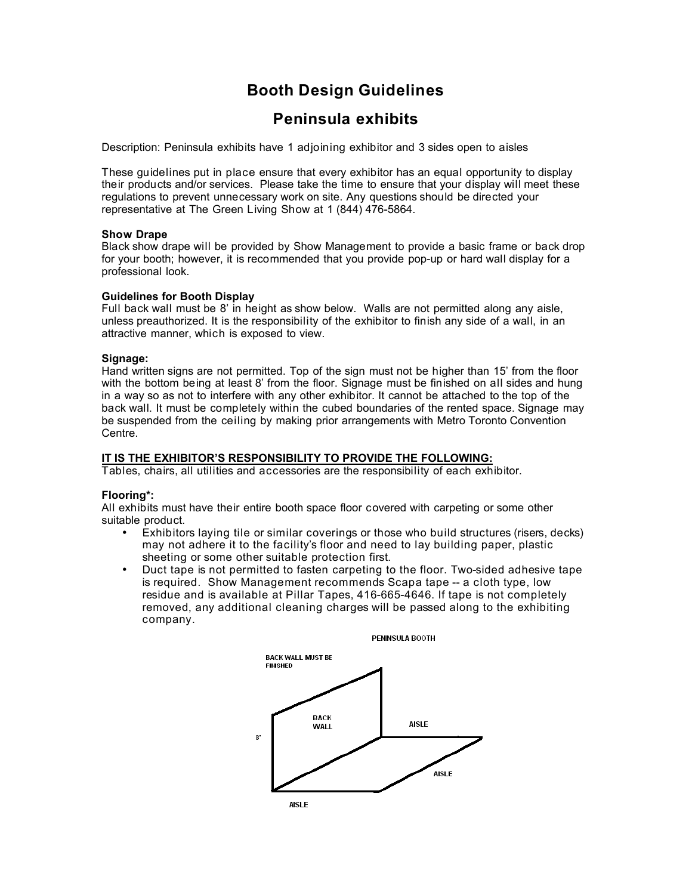# Booth Design Guidelines

## Peninsula exhibits

Description: Peninsula exhibits have 1 adjoining exhibitor and 3 sides open to aisles

These guidelines put in place ensure that every exhibitor has an equal opportunity to display their products and/or services. Please take the time to ensure that your display will meet these regulations to prevent unnecessary work on site. Any questions should be directed your representative at The Green Living Show at 1 (844) 476-5864.

**Show Drape**
Black show drape will be provided by Show Management to provide a basic frame or back drop for your booth; however, it is recommended that you provide pop-up or hard wall display for a professional look.

**Guidelines for Booth Display**
Full back wall must be 8' in height as show below. Walls are not permitted along any aisle, unless preauthorized. It is the responsibility of the exhibitor to finish any side of a wall, in an attractive manner, which is exposed to view.

**Signage:**
Hand written signs are not permitted. Top of the sign must not be higher than 15' from the floor with the bottom being at least 8' from the floor. Signage must be finished on all sides and hung in a way so as not to interfere with any other exhibitor. It cannot be attached to the top of the back wall. It must be completely within the cubed boundaries of the rented space. Signage may be suspended from the ceiling by making prior arrangements with Metro Toronto Convention Centre.

**IT IS THE EXHIBITOR'S RESPONSIBILITY TO PROVIDE THE FOLLOWING:**
Tables, chairs, all utilities and accessories are the responsibility of each exhibitor.

**Flooring*:**
All exhibits must have their entire booth space floor covered with carpeting or some other suitable product.

- Exhibitors laying tile or similar coverings or those who build structures (risers, decks) may not adhere it to the facility's floor and need to lay building paper, plastic sheeting or some other suitable protection first.
- Duct tape is not permitted to fasten carpeting to the floor. Two-sided adhesive tape is required. Show Management recommends Scapa tape -- a cloth type, low residue and is available at Pillar Tapes, 416-665-4646. If tape is not completely removed, any additional cleaning charges will be passed along to the exhibiting company.

PENINSULA BOOTH

BACK WALL MUST BE FINISHED

BACK WALL

8'

AISLE

AISLE

AISLE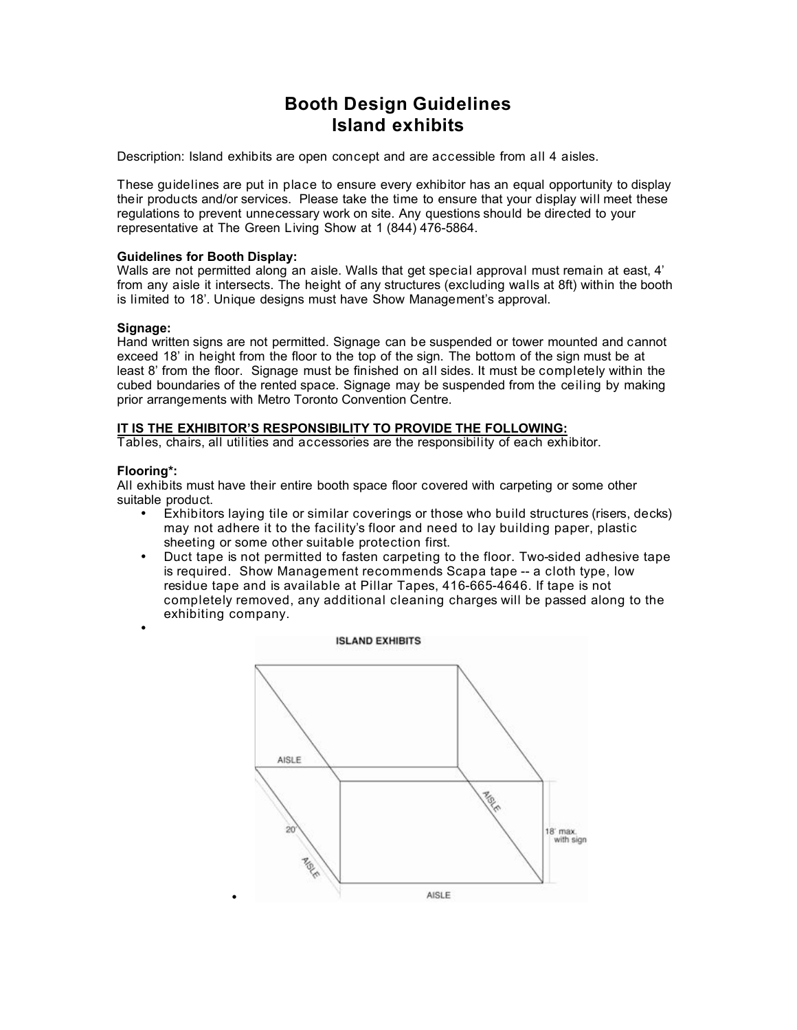# Booth Design Guidelines
# Island exhibits

Description: Island exhibits are open concept and are accessible from all 4 aisles.

These guidelines are put in place to ensure every exhibitor has an equal opportunity to display their products and/or services. Please take the time to ensure that your display will meet these regulations to prevent unnecessary work on site. Any questions should be directed to your representative at The Green Living Show at 1 (844) 476-5864.

**Guidelines for Booth Display:**
Walls are not permitted along an aisle. Walls that get special approval must remain at east, 4' from any aisle it intersects. The height of any structures (excluding walls at 8ft) within the booth is limited to 18'. Unique designs must have Show Management's approval.

**Signage:**
Hand written signs are not permitted. Signage can be suspended or tower mounted and cannot exceed 18' in height from the floor to the top of the sign. The bottom of the sign must be at least 8' from the floor. Signage must be finished on all sides. It must be completely within the cubed boundaries of the rented space. Signage may be suspended from the ceiling by making prior arrangements with Metro Toronto Convention Centre.

**<u>IT IS THE EXHIBITOR'S RESPONSIBILITY TO PROVIDE THE FOLLOWING:</u>**
Tables, chairs, all utilities and accessories are the responsibility of each exhibitor.

**Flooring*:**
All exhibits must have their entire booth space floor covered with carpeting or some other suitable product.

- Exhibitors laying tile or similar coverings or those who build structures (risers, decks) may not adhere it to the facility's floor and need to lay building paper, plastic sheeting or some other suitable protection first.
- Duct tape is not permitted to fasten carpeting to the floor. Two-sided adhesive tape is required. Show Management recommends Scapa tape -- a cloth type, low residue tape and is available at Pillar Tapes, 416-665-4646. If tape is not completely removed, any additional cleaning charges will be passed along to the exhibiting company.

ISLAND EXHIBITS

AISLE

AISLE

20'

AISLE

AISLE

18' max. with sign